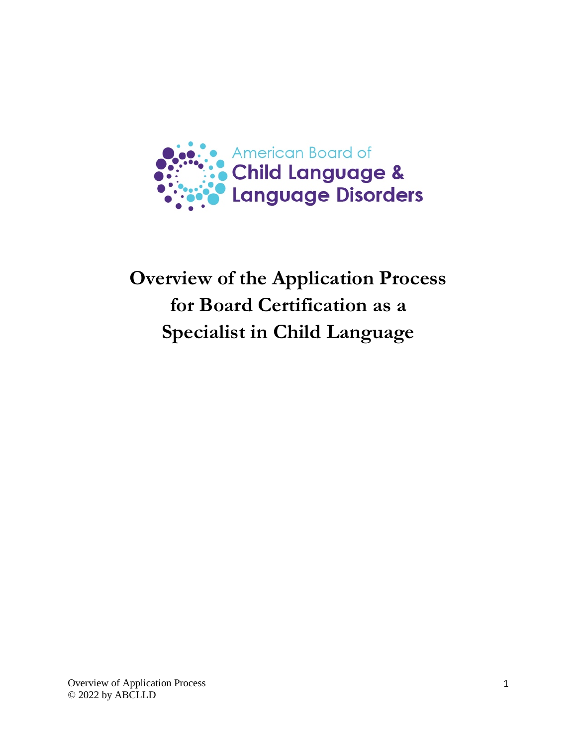American Board of
Child Language &
Language Disorders

# Overview of the Application Process for Board Certification as a Specialist in Child Language

Overview of Application Process
© 2022 by ABCLLD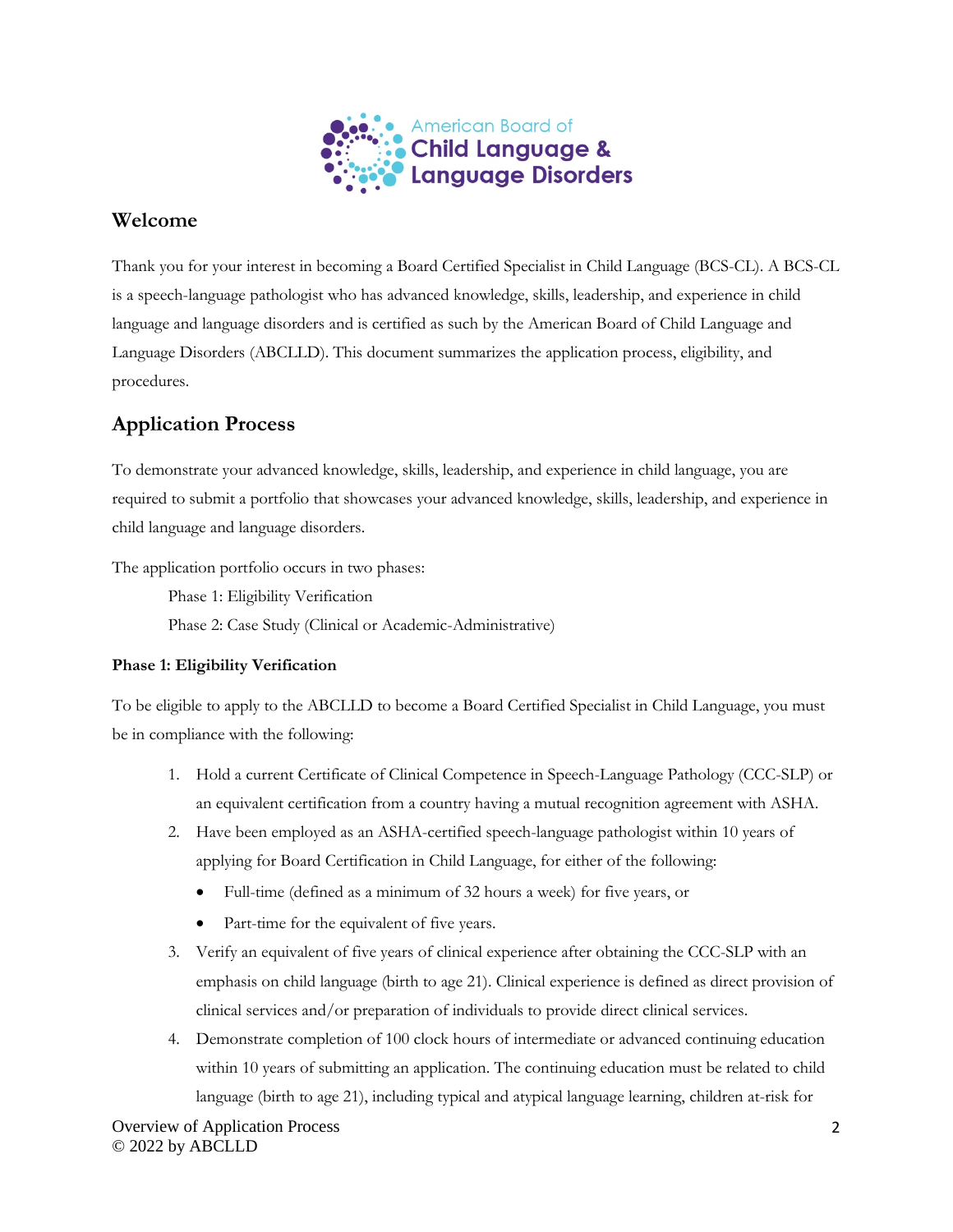American Board of
Child Language &
Language Disorders

## Welcome

Thank you for your interest in becoming a Board Certified Specialist in Child Language (BCS-CL). A BCS-CL is a speech-language pathologist who has advanced knowledge, skills, leadership, and experience in child language and language disorders and is certified as such by the American Board of Child Language and Language Disorders (ABCLLD). This document summarizes the application process, eligibility, and procedures.

## Application Process

To demonstrate your advanced knowledge, skills, leadership, and experience in child language, you are required to submit a portfolio that showcases your advanced knowledge, skills, leadership, and experience in child language and language disorders.

The application portfolio occurs in two phases:

Phase 1: Eligibility Verification

Phase 2: Case Study (Clinical or Academic-Administrative)

**Phase 1: Eligibility Verification**

To be eligible to apply to the ABCLLD to become a Board Certified Specialist in Child Language, you must be in compliance with the following:

1. Hold a current Certificate of Clinical Competence in Speech-Language Pathology (CCC-SLP) or an equivalent certification from a country having a mutual recognition agreement with ASHA.
2. Have been employed as an ASHA-certified speech-language pathologist within 10 years of applying for Board Certification in Child Language, for either of the following:
   - Full-time (defined as a minimum of 32 hours a week) for five years, or
   - Part-time for the equivalent of five years.
3. Verify an equivalent of five years of clinical experience after obtaining the CCC-SLP with an emphasis on child language (birth to age 21). Clinical experience is defined as direct provision of clinical services and/or preparation of individuals to provide direct clinical services.
4. Demonstrate completion of 100 clock hours of intermediate or advanced continuing education within 10 years of submitting an application. The continuing education must be related to child language (birth to age 21), including typical and atypical language learning, children at-risk for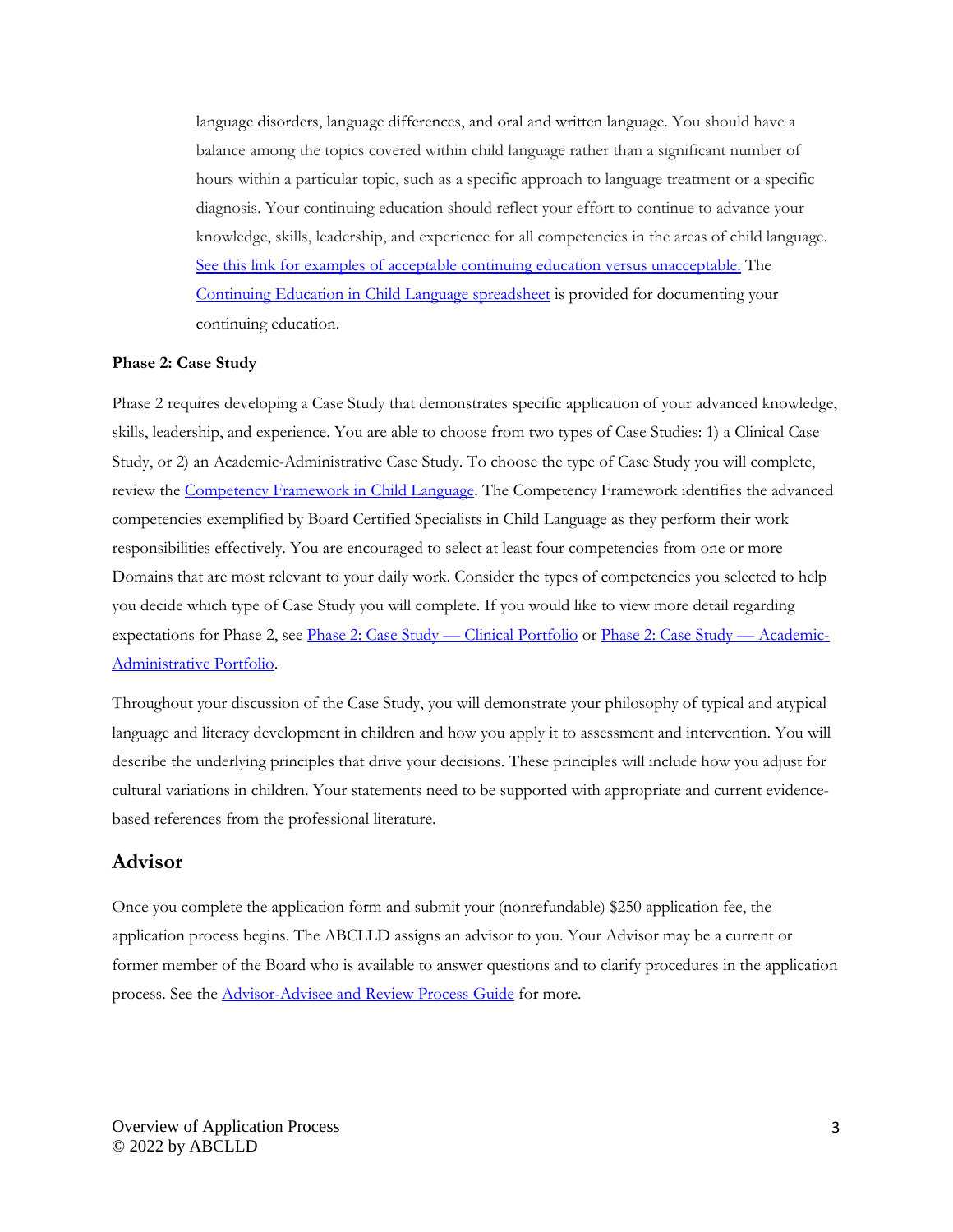language disorders, language differences, and oral and written language. You should have a balance among the topics covered within child language rather than a significant number of hours within a particular topic, such as a specific approach to language treatment or a specific diagnosis. Your continuing education should reflect your effort to continue to advance your knowledge, skills, leadership, and experience for all competencies in the areas of child language. See this link for examples of acceptable continuing education versus unacceptable. The Continuing Education in Child Language spreadsheet is provided for documenting your continuing education.

**Phase 2: Case Study**

Phase 2 requires developing a Case Study that demonstrates specific application of your advanced knowledge, skills, leadership, and experience. You are able to choose from two types of Case Studies: 1) a Clinical Case Study, or 2) an Academic-Administrative Case Study. To choose the type of Case Study you will complete, review the Competency Framework in Child Language. The Competency Framework identifies the advanced competencies exemplified by Board Certified Specialists in Child Language as they perform their work responsibilities effectively. You are encouraged to select at least four competencies from one or more Domains that are most relevant to your daily work. Consider the types of competencies you selected to help you decide which type of Case Study you will complete. If you would like to view more detail regarding expectations for Phase 2, see Phase 2: Case Study — Clinical Portfolio or Phase 2: Case Study — Academic-Administrative Portfolio.

Throughout your discussion of the Case Study, you will demonstrate your philosophy of typical and atypical language and literacy development in children and how you apply it to assessment and intervention. You will describe the underlying principles that drive your decisions. These principles will include how you adjust for cultural variations in children. Your statements need to be supported with appropriate and current evidence-based references from the professional literature.

## Advisor

Once you complete the application form and submit your (nonrefundable) $250 application fee, the application process begins. The ABCLLD assigns an advisor to you. Your Advisor may be a current or former member of the Board who is available to answer questions and to clarify procedures in the application process. See the Advisor-Advisee and Review Process Guide for more.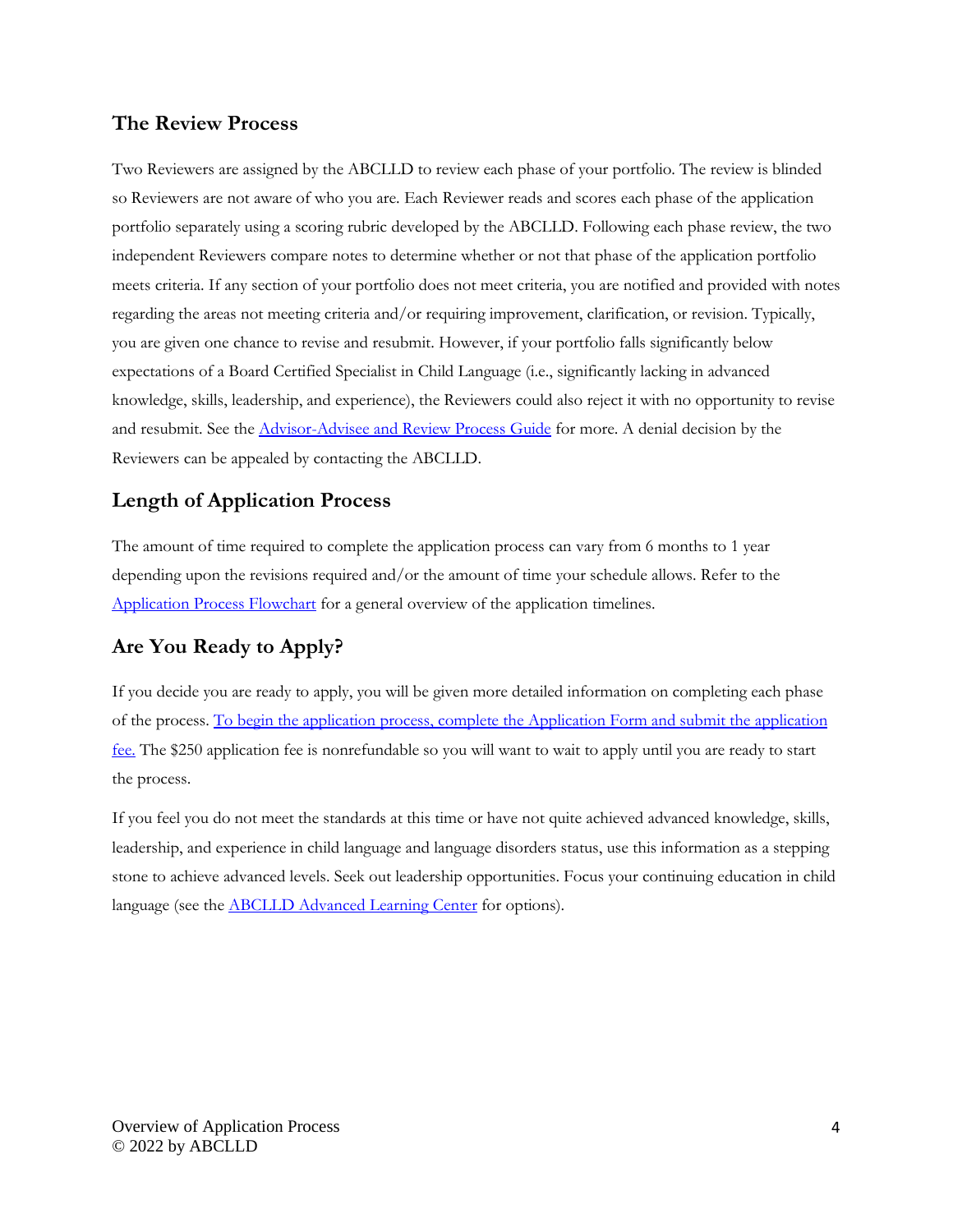## The Review Process

Two Reviewers are assigned by the ABCLLD to review each phase of your portfolio. The review is blinded so Reviewers are not aware of who you are. Each Reviewer reads and scores each phase of the application portfolio separately using a scoring rubric developed by the ABCLLD. Following each phase review, the two independent Reviewers compare notes to determine whether or not that phase of the application portfolio meets criteria. If any section of your portfolio does not meet criteria, you are notified and provided with notes regarding the areas not meeting criteria and/or requiring improvement, clarification, or revision. Typically, you are given one chance to revise and resubmit. However, if your portfolio falls significantly below expectations of a Board Certified Specialist in Child Language (i.e., significantly lacking in advanced knowledge, skills, leadership, and experience), the Reviewers could also reject it with no opportunity to revise and resubmit. See the Advisor-Advisee and Review Process Guide for more. A denial decision by the Reviewers can be appealed by contacting the ABCLLD.

## Length of Application Process

The amount of time required to complete the application process can vary from 6 months to 1 year depending upon the revisions required and/or the amount of time your schedule allows. Refer to the Application Process Flowchart for a general overview of the application timelines.

## Are You Ready to Apply?

If you decide you are ready to apply, you will be given more detailed information on completing each phase of the process. To begin the application process, complete the Application Form and submit the application fee. The $250 application fee is nonrefundable so you will want to wait to apply until you are ready to start the process.

If you feel you do not meet the standards at this time or have not quite achieved advanced knowledge, skills, leadership, and experience in child language and language disorders status, use this information as a stepping stone to achieve advanced levels. Seek out leadership opportunities. Focus your continuing education in child language (see the ABCLLD Advanced Learning Center for options).